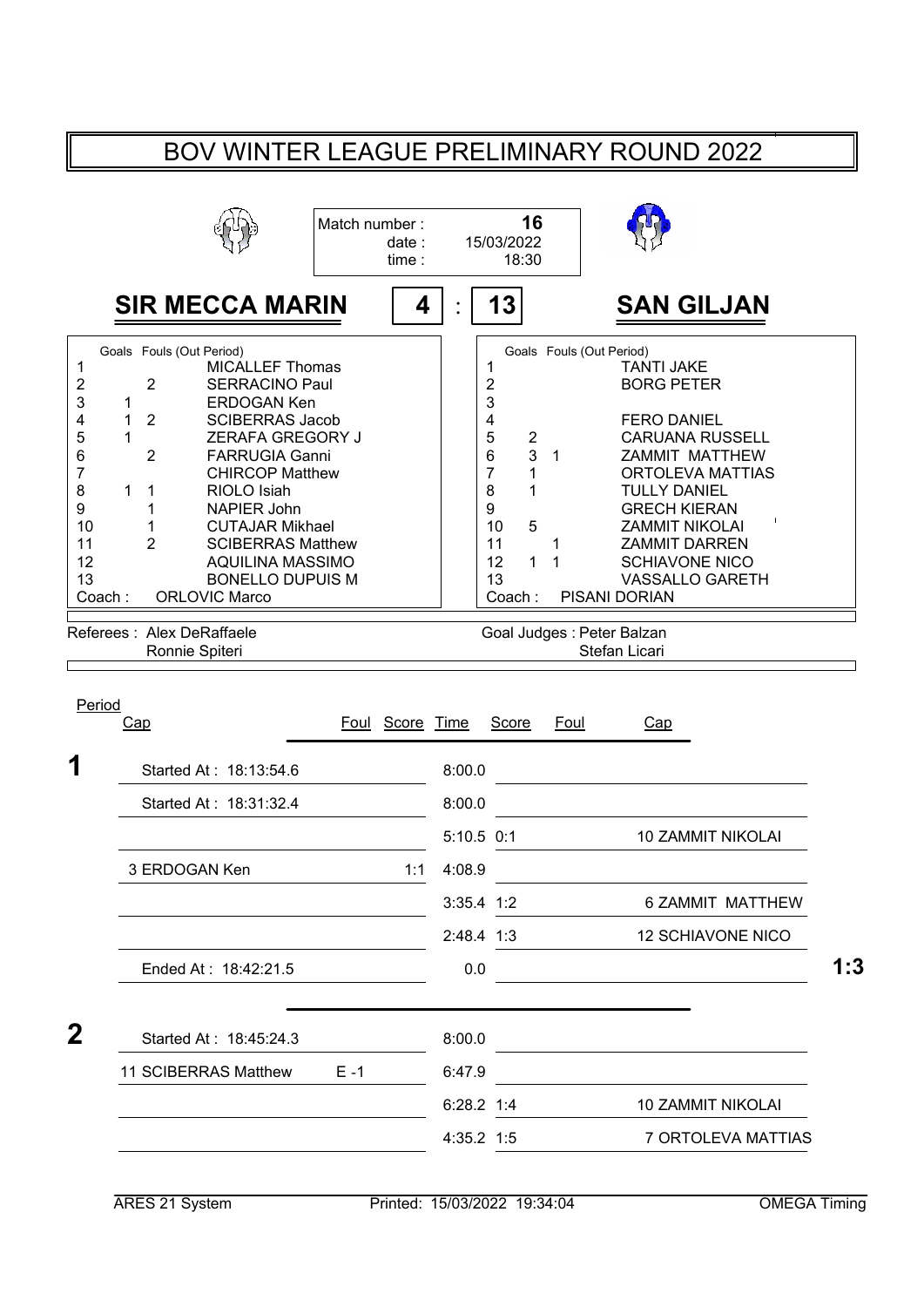# BOV WINTER LEAGUE PRELIMINARY ROUND 2022

Match number : **16**
date : 15/03/2022
time : 18:30

## SIR MECCA MARIN 4 : 13 SAN GILJAN

| # | Goals | Fouls | (Out Period) | SIR MECCA MARIN |
|---|---|---|---|---|
| 1 | | | | MICALLEF Thomas |
| 2 | | 2 | | SERRACINO Paul |
| 3 | 1 | | | ERDOGAN Ken |
| 4 | 1 | 2 | | SCIBERRAS Jacob |
| 5 | 1 | | | ZERAFA GREGORY J |
| 6 | | 2 | | FARRUGIA Ganni |
| 7 | | | | CHIRCOP Matthew |
| 8 | 1 | 1 | | RIOLO Isiah |
| 9 | | 1 | | NAPIER John |
| 10 | | 1 | | CUTAJAR Mikhael |
| 11 | | 2 | | SCIBERRAS Matthew |
| 12 | | | | AQUILINA MASSIMO |
| 13 | | | | BONELLO DUPUIS M |
| Coach : | | | | ORLOVIC Marco |

| # | Goals | Fouls | (Out Period) | SAN GILJAN |
|---|---|---|---|---|
| 1 | | | | TANTI JAKE |
| 2 | | | | BORG PETER |
| 3 | | | | |
| 4 | | | | FERO DANIEL |
| 5 | 2 | | | CARUANA RUSSELL |
| 6 | 3 | 1 | | ZAMMIT MATTHEW |
| 7 | 1 | | | ORTOLEVA MATTIAS |
| 8 | 1 | | | TULLY DANIEL |
| 9 | | | | GRECH KIERAN |
| 10 | 5 | | | ZAMMIT NIKOLAI |
| 11 | | 1 | | ZAMMIT DARREN |
| 12 | 1 | 1 | | SCHIAVONE NICO |
| 13 | | | | VASSALLO GARETH |
| Coach : | | | | PISANI DORIAN |

Referees : Alex DeRaffaele, Ronnie Spiteri

Goal Judges : Peter Balzan, Stefan Licari

| Period | Cap | Foul | Score | Time | Score | Foul | Cap |
|---|---|---|---|---|---|---|---|
| **1** | Started At : 18:13:54.6 | | | 8:00.0 | | | |
| | Started At : 18:31:32.4 | | | 8:00.0 | | | |
| | | | | 5:10.5 | 0:1 | | 10 ZAMMIT NIKOLAI |
| | 3 ERDOGAN Ken | | 1:1 | 4:08.9 | | | |
| | | | | 3:35.4 | 1:2 | | 6 ZAMMIT MATTHEW |
| | | | | 2:48.4 | 1:3 | | 12 SCHIAVONE NICO |
| | Ended At : 18:42:21.5 | | | 0.0 | | | **1:3** |
| **2** | Started At : 18:45:24.3 | | | 8:00.0 | | | |
| | 11 SCIBERRAS Matthew | E -1 | | 6:47.9 | | | |
| | | | | 6:28.2 | 1:4 | | 10 ZAMMIT NIKOLAI |
| | | | | 4:35.2 | 1:5 | | 7 ORTOLEVA MATTIAS |

ARES 21 System — Printed: 15/03/2022 19:34:04 — OMEGA Timing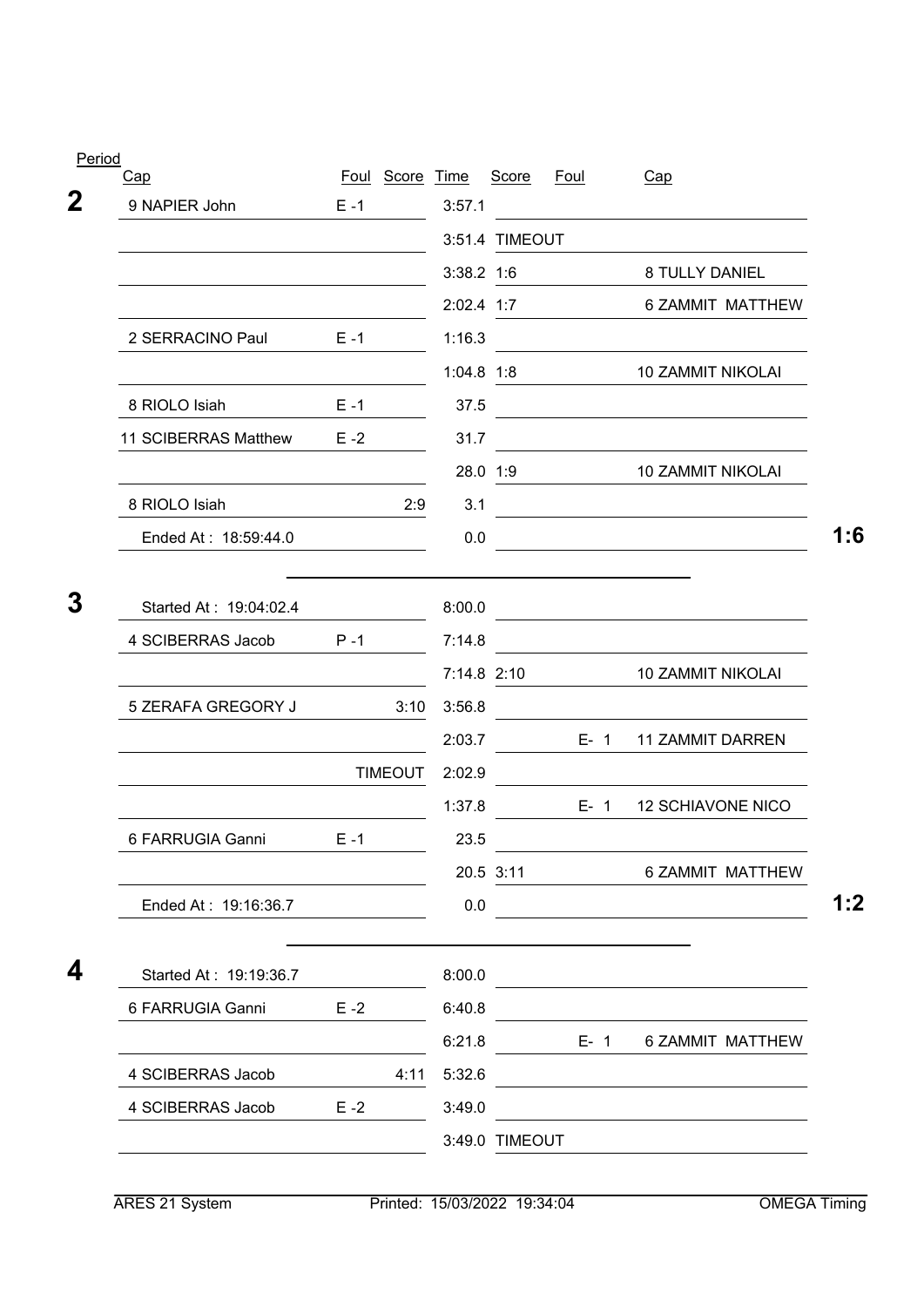| Period | Cap | Foul | Score | Time | Score | Foul | Cap | |
|---|---|---|---|---|---|---|---|---|
| **2** | 9 NAPIER John | E -1 | | 3:57.1 | | | | |
| | | | | 3:51.4 | TIMEOUT | | | |
| | | | | 3:38.2 | 1:6 | | 8 TULLY DANIEL | |
| | | | | 2:02.4 | 1:7 | | 6 ZAMMIT MATTHEW | |
| | 2 SERRACINO Paul | E -1 | | 1:16.3 | | | | |
| | | | | 1:04.8 | 1:8 | | 10 ZAMMIT NIKOLAI | |
| | 8 RIOLO Isiah | E -1 | | 37.5 | | | | |
| | 11 SCIBERRAS Matthew | E -2 | | 31.7 | | | | |
| | | | | 28.0 | 1:9 | | 10 ZAMMIT NIKOLAI | |
| | 8 RIOLO Isiah | | 2:9 | 3.1 | | | | |
| | Ended At : 18:59:44.0 | | | 0.0 | | | | **1:6** |
| **3** | Started At : 19:04:02.4 | | | 8:00.0 | | | | |
| | 4 SCIBERRAS Jacob | P -1 | | 7:14.8 | | | | |
| | | | | 7:14.8 | 2:10 | | 10 ZAMMIT NIKOLAI | |
| | 5 ZERAFA GREGORY J | | 3:10 | 3:56.8 | | | | |
| | | | | 2:03.7 | | E- 1 | 11 ZAMMIT DARREN | |
| | | | TIMEOUT | 2:02.9 | | | | |
| | | | | 1:37.8 | | E- 1 | 12 SCHIAVONE NICO | |
| | 6 FARRUGIA Ganni | E -1 | | 23.5 | | | | |
| | | | | 20.5 | 3:11 | | 6 ZAMMIT MATTHEW | |
| | Ended At : 19:16:36.7 | | | 0.0 | | | | **1:2** |
| **4** | Started At : 19:19:36.7 | | | 8:00.0 | | | | |
| | 6 FARRUGIA Ganni | E -2 | | 6:40.8 | | | | |
| | | | | 6:21.8 | | E- 1 | 6 ZAMMIT MATTHEW | |
| | 4 SCIBERRAS Jacob | | 4:11 | 5:32.6 | | | | |
| | 4 SCIBERRAS Jacob | E -2 | | 3:49.0 | | | | |
| | | | | 3:49.0 | TIMEOUT | | | |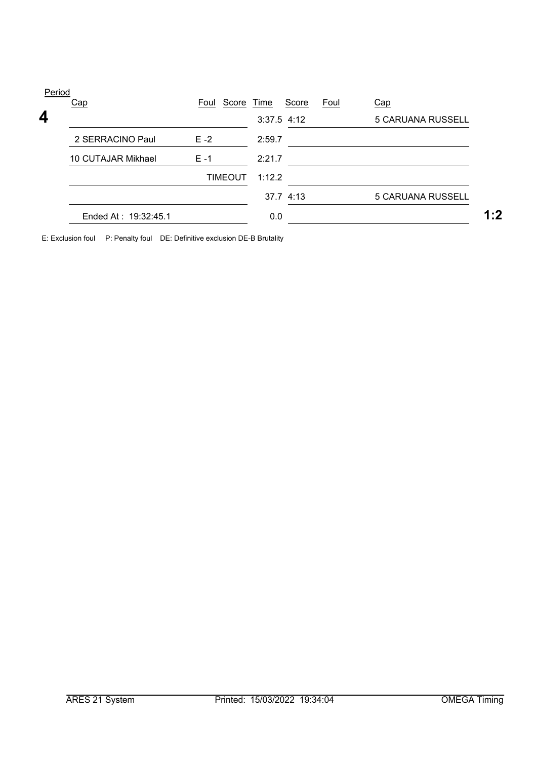| Period | Cap | Foul | Score | Time | Score | Foul | Cap | |
|---|---|---|---|---|---|---|---|---|
| 4 | | | | 3:37.5 | 4:12 | | 5 CARUANA RUSSELL | |
| | 2 SERRACINO Paul | E -2 | | 2:59.7 | | | | |
| | 10 CUTAJAR Mikhael | E -1 | | 2:21.7 | | | | |
| | | | TIMEOUT | 1:12.2 | | | | |
| | | | | 37.7 | 4:13 | | 5 CARUANA RUSSELL | |
| | Ended At : 19:32:45.1 | | | 0.0 | | | | **1:2** |

E: Exclusion foul    P: Penalty foul    DE: Definitive exclusion DE-B Brutality

ARES 21 System    Printed: 15/03/2022 19:34:04    OMEGA Timing